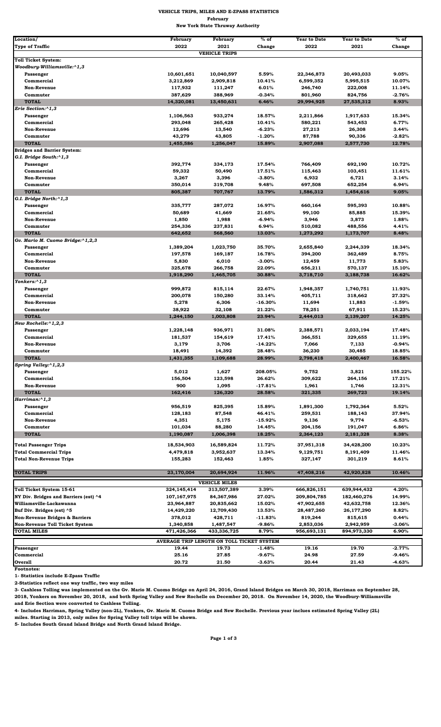# VEHICLE TRIPS, MILES AND E-ZPASS STATISTICS
## February
## New York State Thruway Authority

| Location/ Type of Traffic | February 2022 | February 2021 | % of Change | Year to Date 2022 | Year to Date 2021 | % of Change |
|---|---|---|---|---|---|---|
| | | **VEHICLE TRIPS** | | | | |
| **Toll Ticket System:** | | | | | | |
| ***Woodbury-Williamsville:^1,3*** | | | | | | |
| **Passenger** | 10,601,651 | 10,040,597 | 5.59% | 22,346,873 | 20,493,033 | 9.05% |
| **Commercial** | 3,212,869 | 2,909,818 | 10.41% | 6,599,352 | 5,995,515 | 10.07% |
| **Non-Revenue** | 117,932 | 111,247 | 6.01% | 246,740 | 222,008 | 11.14% |
| **Commuter** | 387,629 | 388,969 | -0.34% | 801,960 | 824,756 | -2.76% |
| **TOTAL** | 14,320,081 | 13,450,631 | 6.46% | 29,994,925 | 27,535,312 | 8.93% |
| ***Erie Section:^1,3*** | | | | | | |
| **Passenger** | 1,106,563 | 933,274 | 18.57% | 2,211,866 | 1,917,633 | 15.34% |
| **Commercial** | 293,048 | 265,428 | 10.41% | 580,221 | 543,453 | 6.77% |
| **Non-Revenue** | 12,696 | 13,540 | -6.23% | 27,213 | 26,308 | 3.44% |
| **Commuter** | 43,279 | 43,805 | -1.20% | 87,788 | 90,336 | -2.82% |
| **TOTAL** | 1,455,586 | 1,256,047 | 15.89% | 2,907,088 | 2,577,730 | 12.78% |
| **Bridges and Barrier System:** | | | | | | |
| ***G.I. Bridge South:^1,3*** | | | | | | |
| **Passenger** | 392,774 | 334,173 | 17.54% | 766,409 | 692,190 | 10.72% |
| **Commercial** | 59,332 | 50,490 | 17.51% | 115,463 | 103,451 | 11.61% |
| **Non-Revenue** | 3,267 | 3,396 | -3.80% | 6,932 | 6,721 | 3.14% |
| **Commuter** | 350,014 | 319,708 | 9.48% | 697,508 | 652,254 | 6.94% |
| **TOTAL** | 805,387 | 707,767 | 13.79% | 1,586,312 | 1,454,616 | 9.05% |
| ***G.I. Bridge North:^1,3*** | | | | | | |
| **Passenger** | 335,777 | 287,072 | 16.97% | 660,164 | 595,393 | 10.88% |
| **Commercial** | 50,689 | 41,669 | 21.65% | 99,100 | 85,885 | 15.39% |
| **Non-Revenue** | 1,850 | 1,988 | -6.94% | 3,946 | 3,873 | 1.88% |
| **Commuter** | 254,336 | 237,831 | 6.94% | 510,082 | 488,556 | 4.41% |
| **TOTAL** | 642,652 | 568,560 | 13.03% | 1,273,292 | 1,173,707 | 8.48% |
| ***Gv. Mario M. Cuomo Bridge:^1,2,3*** | | | | | | |
| **Passenger** | 1,389,204 | 1,023,750 | 35.70% | 2,655,840 | 2,244,339 | 18.34% |
| **Commercial** | 197,578 | 169,187 | 16.78% | 394,200 | 362,489 | 8.75% |
| **Non-Revenue** | 5,830 | 6,010 | -3.00% | 12,459 | 11,773 | 5.83% |
| **Commuter** | 325,678 | 266,758 | 22.09% | 656,211 | 570,137 | 15.10% |
| **TOTAL** | 1,918,290 | 1,465,705 | 30.88% | 3,718,710 | 3,188,738 | 16.62% |
| ***Yonkers:^1,3*** | | | | | | |
| **Passenger** | 999,872 | 815,114 | 22.67% | 1,948,357 | 1,740,751 | 11.93% |
| **Commercial** | 200,078 | 150,280 | 33.14% | 405,711 | 318,662 | 27.32% |
| **Non-Revenue** | 5,278 | 6,306 | -16.30% | 11,694 | 11,883 | -1.59% |
| **Commuter** | 38,922 | 32,108 | 21.22% | 78,251 | 67,911 | 15.23% |
| **TOTAL** | 1,244,150 | 1,003,808 | 23.94% | 2,444,013 | 2,139,207 | 14.25% |
| ***New Rochelle:^1,2,3*** | | | | | | |
| **Passenger** | 1,228,148 | 936,971 | 31.08% | 2,388,571 | 2,033,194 | 17.48% |
| **Commercial** | 181,537 | 154,619 | 17.41% | 366,551 | 329,655 | 11.19% |
| **Non-Revenue** | 3,179 | 3,706 | -14.22% | 7,066 | 7,133 | -0.94% |
| **Commuter** | 18,491 | 14,392 | 28.48% | 36,230 | 30,485 | 18.85% |
| **TOTAL** | 1,431,355 | 1,109,688 | 28.99% | 2,798,418 | 2,400,467 | 16.58% |
| ***Spring Valley:^1,2,3*** | | | | | | |
| **Passenger** | 5,012 | 1,627 | 208.05% | 9,752 | 3,821 | 155.22% |
| **Commercial** | 156,504 | 123,598 | 26.62% | 309,622 | 264,156 | 17.21% |
| **Non-Revenue** | 900 | 1,095 | -17.81% | 1,961 | 1,746 | 12.31% |
| **TOTAL** | 162,416 | 126,320 | 28.58% | 321,335 | 269,723 | 19.14% |
| ***Harriman:^1,3*** | | | | | | |
| **Passenger** | 956,519 | 825,395 | 15.89% | 1,891,300 | 1,792,364 | 5.52% |
| **Commercial** | 128,183 | 87,548 | 46.41% | 259,531 | 188,143 | 37.94% |
| **Non-Revenue** | 4,351 | 5,175 | -15.92% | 9,136 | 9,774 | -6.53% |
| **Commuter** | 101,034 | 88,280 | 14.45% | 204,156 | 191,047 | 6.86% |
| **TOTAL** | 1,190,087 | 1,006,398 | 18.25% | 2,364,123 | 2,181,328 | 8.38% |
| **Total Passenger Trips** | 18,534,903 | 16,589,824 | 11.72% | 37,951,318 | 34,428,200 | 10.23% |
| **Total Commercial Trips** | 4,479,818 | 3,952,637 | 13.34% | 9,129,751 | 8,191,409 | 11.46% |
| **Total Non-Revenue Trips** | 155,283 | 152,463 | 1.85% | 327,147 | 301,219 | 8.61% |
| **TOTAL TRIPS** | 23,170,004 | 20,694,924 | 11.96% | 47,408,216 | 42,920,828 | 10.46% |
| | | **VEHICLE MILES** | | | | |
| **Toll Ticket System 15-61** | 324,145,414 | 313,507,389 | 3.39% | 666,826,151 | 639,944,432 | 4.20% |
| **NY Div. Bridges and Barriers (est) ^4** | 107,167,975 | 84,367,986 | 27.02% | 209,804,785 | 182,460,276 | 14.99% |
| **Williamsville-Lackawanna** | 23,964,887 | 20,835,662 | 15.02% | 47,902,655 | 42,632,758 | 12.36% |
| **Buf Div. Bridges (est) ^5** | 14,429,220 | 12,709,430 | 13.53% | 28,487,260 | 26,177,290 | 8.82% |
| **Non-Revenue Bridges & Barriers** | 378,012 | 428,711 | -11.83% | 819,244 | 815,615 | 0.44% |
| **Non-Revenue Toll Ticket System** | 1,340,858 | 1,487,547 | -9.86% | 2,853,036 | 2,942,959 | -3.06% |
| **TOTAL MILES** | 471,426,366 | 433,336,725 | 8.79% | 956,693,131 | 894,973,330 | 6.90% |
| | | **AVERAGE TRIP LENGTH ON TOLL TICKET SYSTEM** | | | | |
| **Passenger** | 19.44 | 19.73 | -1.48% | 19.16 | 19.70 | -2.77% |
| **Commercial** | 25.16 | 27.85 | -9.67% | 24.98 | 27.59 | -9.46% |
| **Overall** | 20.72 | 21.50 | -3.63% | 20.44 | 21.43 | -4.63% |

**Footnotes:**

**1- Statistics include E-Zpass Traffic**

**2-Statistics reflect one way traffic, two way miles**

**3- Cashless Tolling was implemented on the Gv. Mario M. Cuomo Bridge on April 24, 2016, Grand Island Bridges on March 30, 2018, Harriman on September 28, 2018, Yonkers on November 20, 2018, and both Spring Valley and New Rochelle on December 20, 2018. On November 14, 2020, the Woodbury-Williamsville and Erie Section were converted to Cashless Tolling.**

**4- Includes Harriman, Spring Valley (non-2L), Yonkers, Gv. Mario M. Cuomo Bridge and New Rochelle. Previous year inclues estimated Spring Valley (2L) miles. Starting in 2013, only miles for Spring Valley toll trips will be shown.**

**5- Includes South Grand Island Bridge and North Grand Island Bridge.**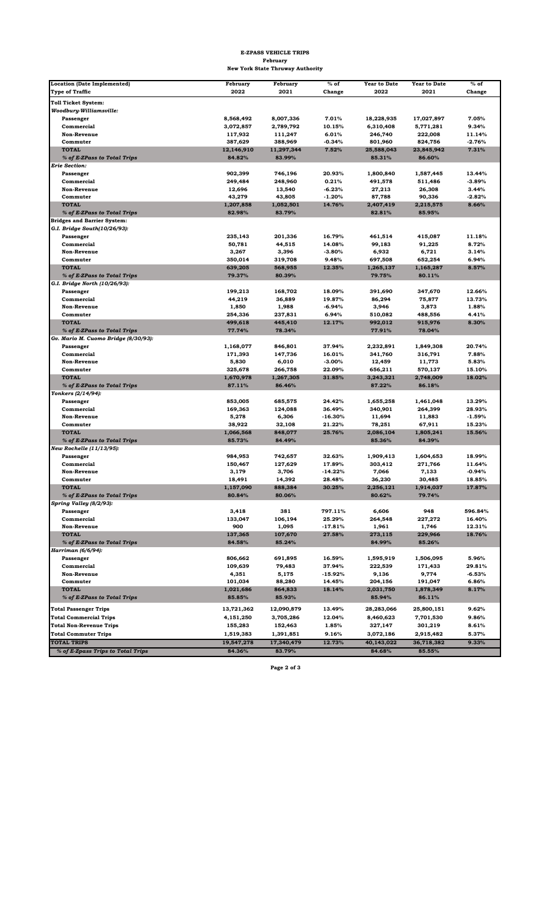**E-ZPASS VEHICLE TRIPS**
**February**
**New York State Thruway Authority**

| Location (Date Implemented) Type of Traffic | February 2022 | February 2021 | % of Change | Year to Date 2022 | Year to Date 2021 | % of Change |
|---|---|---|---|---|---|---|
| **Toll Ticket System:** | | | | | | |
| ***Woodbury-Williamsville:*** | | | | | | |
| Passenger | 8,568,492 | 8,007,336 | 7.01% | 18,228,935 | 17,027,897 | 7.05% |
| Commercial | 3,072,857 | 2,789,792 | 10.15% | 6,310,408 | 5,771,281 | 9.34% |
| Non-Revenue | 117,932 | 111,247 | 6.01% | 246,740 | 222,008 | 11.14% |
| Commuter | 387,629 | 388,969 | -0.34% | 801,960 | 824,756 | -2.76% |
| **TOTAL** | 12,146,910 | 11,297,344 | 7.52% | 25,588,043 | 23,845,942 | 7.31% |
| *% of E-ZPass to Total Trips* | 84.82% | 83.99% | | 85.31% | 86.60% | |
| ***Erie Section:*** | | | | | | |
| Passenger | 902,399 | 746,196 | 20.93% | 1,800,840 | 1,587,445 | 13.44% |
| Commercial | 249,484 | 248,960 | 0.21% | 491,578 | 511,486 | -3.89% |
| Non-Revenue | 12,696 | 13,540 | -6.23% | 27,213 | 26,308 | 3.44% |
| Commuter | 43,279 | 43,805 | -1.20% | 87,788 | 90,336 | -2.82% |
| **TOTAL** | 1,207,858 | 1,052,501 | 14.76% | 2,407,419 | 2,215,575 | 8.66% |
| *% of E-ZPass to Total Trips* | 82.98% | 83.79% | | 82.81% | 85.95% | |
| **Bridges and Barrier System:** | | | | | | |
| ***G.I. Bridge South(10/26/93):*** | | | | | | |
| Passenger | 235,143 | 201,336 | 16.79% | 461,514 | 415,087 | 11.18% |
| Commercial | 50,781 | 44,515 | 14.08% | 99,183 | 91,225 | 8.72% |
| Non-Revenue | 3,267 | 3,396 | -3.80% | 6,932 | 6,721 | 3.14% |
| Commuter | 350,014 | 319,708 | 9.48% | 697,508 | 652,254 | 6.94% |
| **TOTAL** | 639,205 | 568,955 | 12.35% | 1,265,137 | 1,165,287 | 8.57% |
| *% of E-ZPass to Total Trips* | 79.37% | 80.39% | | 79.75% | 80.11% | |
| ***G.I. Bridge North (10/26/93):*** | | | | | | |
| Passenger | 199,213 | 168,702 | 18.09% | 391,690 | 347,670 | 12.66% |
| Commercial | 44,219 | 36,889 | 19.87% | 86,294 | 75,877 | 13.73% |
| Non-Revenue | 1,850 | 1,988 | -6.94% | 3,946 | 3,873 | 1.88% |
| Commuter | 254,336 | 237,831 | 6.94% | 510,082 | 488,556 | 4.41% |
| **TOTAL** | 499,618 | 445,410 | 12.17% | 992,012 | 915,976 | 8.30% |
| *% of E-ZPass to Total Trips* | 77.74% | 78.34% | | 77.91% | 78.04% | |
| ***Gv. Mario M. Cuomo Bridge (8/30/93):*** | | | | | | |
| Passenger | 1,168,077 | 846,801 | 37.94% | 2,232,891 | 1,849,308 | 20.74% |
| Commercial | 171,393 | 147,736 | 16.01% | 341,760 | 316,791 | 7.88% |
| Non-Revenue | 5,830 | 6,010 | -3.00% | 12,459 | 11,773 | 5.83% |
| Commuter | 325,678 | 266,758 | 22.09% | 656,211 | 570,137 | 15.10% |
| **TOTAL** | 1,670,978 | 1,267,305 | 31.85% | 3,243,321 | 2,748,009 | 18.02% |
| *% of E-ZPass to Total Trips* | 87.11% | 86.46% | | 87.22% | 86.18% | |
| ***Yonkers (2/14/94):*** | | | | | | |
| Passenger | 853,005 | 685,575 | 24.42% | 1,655,258 | 1,461,048 | 13.29% |
| Commercial | 169,363 | 124,088 | 36.49% | 340,901 | 264,399 | 28.93% |
| Non-Revenue | 5,278 | 6,306 | -16.30% | 11,694 | 11,883 | -1.59% |
| Commuter | 38,922 | 32,108 | 21.22% | 78,251 | 67,911 | 15.23% |
| **TOTAL** | 1,066,568 | 848,077 | 25.76% | 2,086,104 | 1,805,241 | 15.56% |
| *% of E-ZPass to Total Trips* | 85.73% | 84.49% | | 85.36% | 84.39% | |
| ***New Rochelle (11/13/95):*** | | | | | | |
| Passenger | 984,953 | 742,657 | 32.63% | 1,909,413 | 1,604,653 | 18.99% |
| Commercial | 150,467 | 127,629 | 17.89% | 303,412 | 271,766 | 11.64% |
| Non-Revenue | 3,179 | 3,706 | -14.22% | 7,066 | 7,133 | -0.94% |
| Commuter | 18,491 | 14,392 | 28.48% | 36,230 | 30,485 | 18.85% |
| **TOTAL** | 1,157,090 | 888,384 | 30.25% | 2,256,121 | 1,914,037 | 17.87% |
| *% of E-ZPass to Total Trips* | 80.84% | 80.06% | | 80.62% | 79.74% | |
| ***Spring Valley (8/2/93):*** | | | | | | |
| Passenger | 3,418 | 381 | 797.11% | 6,606 | 948 | 596.84% |
| Commercial | 133,047 | 106,194 | 25.29% | 264,548 | 227,272 | 16.40% |
| Non-Revenue | 900 | 1,095 | -17.81% | 1,961 | 1,746 | 12.31% |
| **TOTAL** | 137,365 | 107,670 | 27.58% | 273,115 | 229,966 | 18.76% |
| *% of E-ZPass to Total Trips* | 84.58% | 85.24% | | 84.99% | 85.26% | |
| ***Harriman (6/6/94):*** | | | | | | |
| Passenger | 806,662 | 691,895 | 16.59% | 1,595,919 | 1,506,095 | 5.96% |
| Commercial | 109,639 | 79,483 | 37.94% | 222,539 | 171,433 | 29.81% |
| Non-Revenue | 4,351 | 5,175 | -15.92% | 9,136 | 9,774 | -6.53% |
| Commuter | 101,034 | 88,280 | 14.45% | 204,156 | 191,047 | 6.86% |
| **TOTAL** | 1,021,686 | 864,833 | 18.14% | 2,031,750 | 1,878,349 | 8.17% |
| *% of E-ZPass to Total Trips* | 85.85% | 85.93% | | 85.94% | 86.11% | |
| **Total Passenger Trips** | 13,721,362 | 12,090,879 | 13.49% | 28,283,066 | 25,800,151 | 9.62% |
| **Total Commercial Trips** | 4,151,250 | 3,705,286 | 12.04% | 8,460,623 | 7,701,530 | 9.86% |
| **Total Non-Revenue Trips** | 155,283 | 152,463 | 1.85% | 327,147 | 301,219 | 8.61% |
| **Total Commuter Trips** | 1,519,383 | 1,391,851 | 9.16% | 3,072,186 | 2,915,482 | 5.37% |
| **TOTAL TRIPS** | 19,547,278 | 17,340,479 | 12.73% | 40,143,022 | 36,718,382 | 9.33% |
| *% of E-Zpass Trips to Total Trips* | 84.36% | 83.79% | | 84.68% | 85.55% | |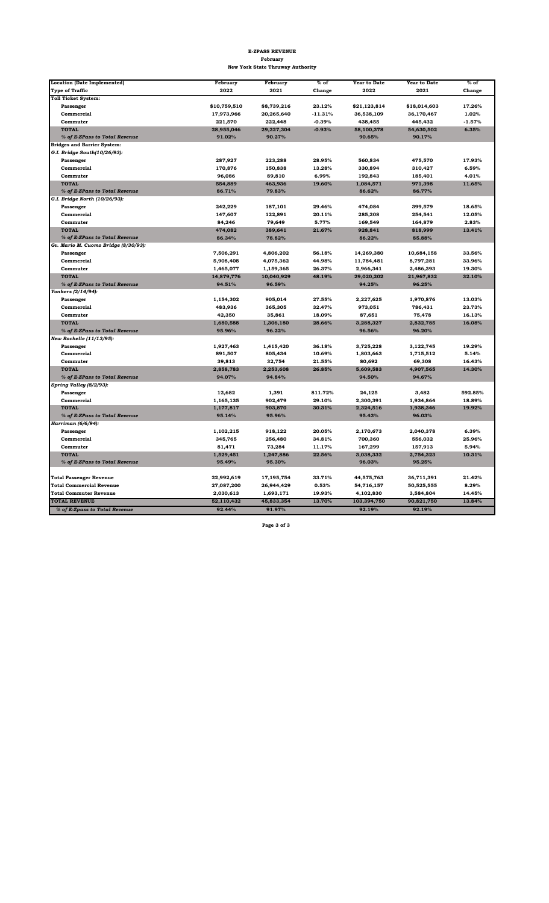**E-ZPASS REVENUE**
**February**
**New York State Thruway Authority**

| Location (Date Implemented) | February | February | % of | Year to Date | Year to Date | % of |
|---|---|---|---|---|---|---|
| Type of Traffic | 2022 | 2021 | Change | 2022 | 2021 | Change |
| **Toll Ticket System:** | | | | | | |
| Passenger | $10,759,510 | $8,739,216 | 23.12% | $21,123,814 | $18,014,603 | 17.26% |
| Commercial | 17,973,966 | 20,265,640 | -11.31% | 36,538,109 | 36,170,467 | 1.02% |
| Commuter | 221,570 | 222,448 | -0.39% | 438,455 | 445,432 | -1.57% |
| **TOTAL** | 28,955,046 | 29,227,304 | -0.93% | 58,100,378 | 54,630,502 | 6.35% |
| *% of E-ZPass to Total Revenue* | 91.02% | 90.27% | | 90.65% | 90.17% | |
| **Bridges and Barrier System:** | | | | | | |
| *G.I. Bridge South(10/26/93):* | | | | | | |
| Passenger | 287,927 | 223,288 | 28.95% | 560,834 | 475,570 | 17.93% |
| Commercial | 170,876 | 150,838 | 13.28% | 330,894 | 310,427 | 6.59% |
| Commuter | 96,086 | 89,810 | 6.99% | 192,843 | 185,401 | 4.01% |
| **TOTAL** | 554,889 | 463,936 | 19.60% | 1,084,571 | 971,398 | 11.65% |
| *% of E-ZPass to Total Revenue* | 86.71% | 79.83% | | 86.62% | 86.77% | |
| *G.I. Bridge North (10/26/93):* | | | | | | |
| Passenger | 242,229 | 187,101 | 29.46% | 474,084 | 399,579 | 18.65% |
| Commercial | 147,607 | 122,891 | 20.11% | 285,208 | 254,541 | 12.05% |
| Commuter | 84,246 | 79,649 | 5.77% | 169,549 | 164,879 | 2.83% |
| **TOTAL** | 474,082 | 389,641 | 21.67% | 928,841 | 818,999 | 13.41% |
| *% of E-ZPass to Total Revenue* | 86.34% | 78.82% | | 86.22% | 85.88% | |
| *Gv. Mario M. Cuomo Bridge (8/30/93):* | | | | | | |
| Passenger | 7,506,291 | 4,806,202 | 56.18% | 14,269,380 | 10,684,158 | 33.56% |
| Commercial | 5,908,408 | 4,075,362 | 44.98% | 11,784,481 | 8,797,281 | 33.96% |
| Commuter | 1,465,077 | 1,159,365 | 26.37% | 2,966,341 | 2,486,393 | 19.30% |
| **TOTAL** | 14,879,776 | 10,040,929 | 48.19% | 29,020,202 | 21,967,832 | 32.10% |
| *% of E-ZPass to Total Revenue* | 94.51% | 96.59% | | 94.25% | 96.25% | |
| *Yonkers (2/14/94):* | | | | | | |
| Passenger | 1,154,302 | 905,014 | 27.55% | 2,227,625 | 1,970,876 | 13.03% |
| Commercial | 483,936 | 365,305 | 32.47% | 973,051 | 786,431 | 23.73% |
| Commuter | 42,350 | 35,861 | 18.09% | 87,651 | 75,478 | 16.13% |
| **TOTAL** | 1,680,588 | 1,306,180 | 28.66% | 3,288,327 | 2,832,785 | 16.08% |
| *% of E-ZPass to Total Revenue* | 95.96% | 96.22% | | 96.56% | 96.20% | |
| *New Rochelle (11/13/95):* | | | | | | |
| Passenger | 1,927,463 | 1,415,420 | 36.18% | 3,725,228 | 3,122,745 | 19.29% |
| Commercial | 891,507 | 805,434 | 10.69% | 1,803,663 | 1,715,512 | 5.14% |
| Commuter | 39,813 | 32,754 | 21.55% | 80,692 | 69,308 | 16.43% |
| **TOTAL** | 2,858,783 | 2,253,608 | 26.85% | 5,609,583 | 4,907,565 | 14.30% |
| *% of E-ZPass to Total Revenue* | 94.07% | 94.84% | | 94.50% | 94.67% | |
| *Spring Valley (8/2/93):* | | | | | | |
| Passenger | 12,682 | 1,391 | 811.72% | 24,125 | 3,482 | 592.85% |
| Commercial | 1,165,135 | 902,479 | 29.10% | 2,300,391 | 1,934,864 | 18.89% |
| **TOTAL** | 1,177,817 | 903,870 | 30.31% | 2,324,516 | 1,938,346 | 19.92% |
| *% of E-ZPass to Total Revenue* | 95.14% | 95.96% | | 95.43% | 96.03% | |
| *Harriman (6/6/94):* | | | | | | |
| Passenger | 1,102,215 | 918,122 | 20.05% | 2,170,673 | 2,040,378 | 6.39% |
| Commercial | 345,765 | 256,480 | 34.81% | 700,360 | 556,032 | 25.96% |
| Commuter | 81,471 | 73,284 | 11.17% | 167,299 | 157,913 | 5.94% |
| **TOTAL** | 1,529,451 | 1,247,886 | 22.56% | 3,038,332 | 2,754,323 | 10.31% |
| *% of E-ZPass to Total Revenue* | 95.49% | 95.30% | | 96.03% | 95.25% | |
| | | | | | | |
| Total Passenger Revenue | 22,992,619 | 17,195,754 | 33.71% | 44,575,763 | 36,711,391 | 21.42% |
| Total Commercial Revenue | 27,087,200 | 26,944,429 | 0.53% | 54,716,157 | 50,525,555 | 8.29% |
| Total Commuter Revenue | 2,030,613 | 1,693,171 | 19.93% | 4,102,830 | 3,584,804 | 14.45% |
| **TOTAL REVENUE** | 52,110,432 | 45,833,354 | 13.70% | 103,394,750 | 90,821,750 | 13.84% |
| *% of E-Zpass to Total Revenue* | 92.44% | 91.97% | | 92.19% | 92.19% | |